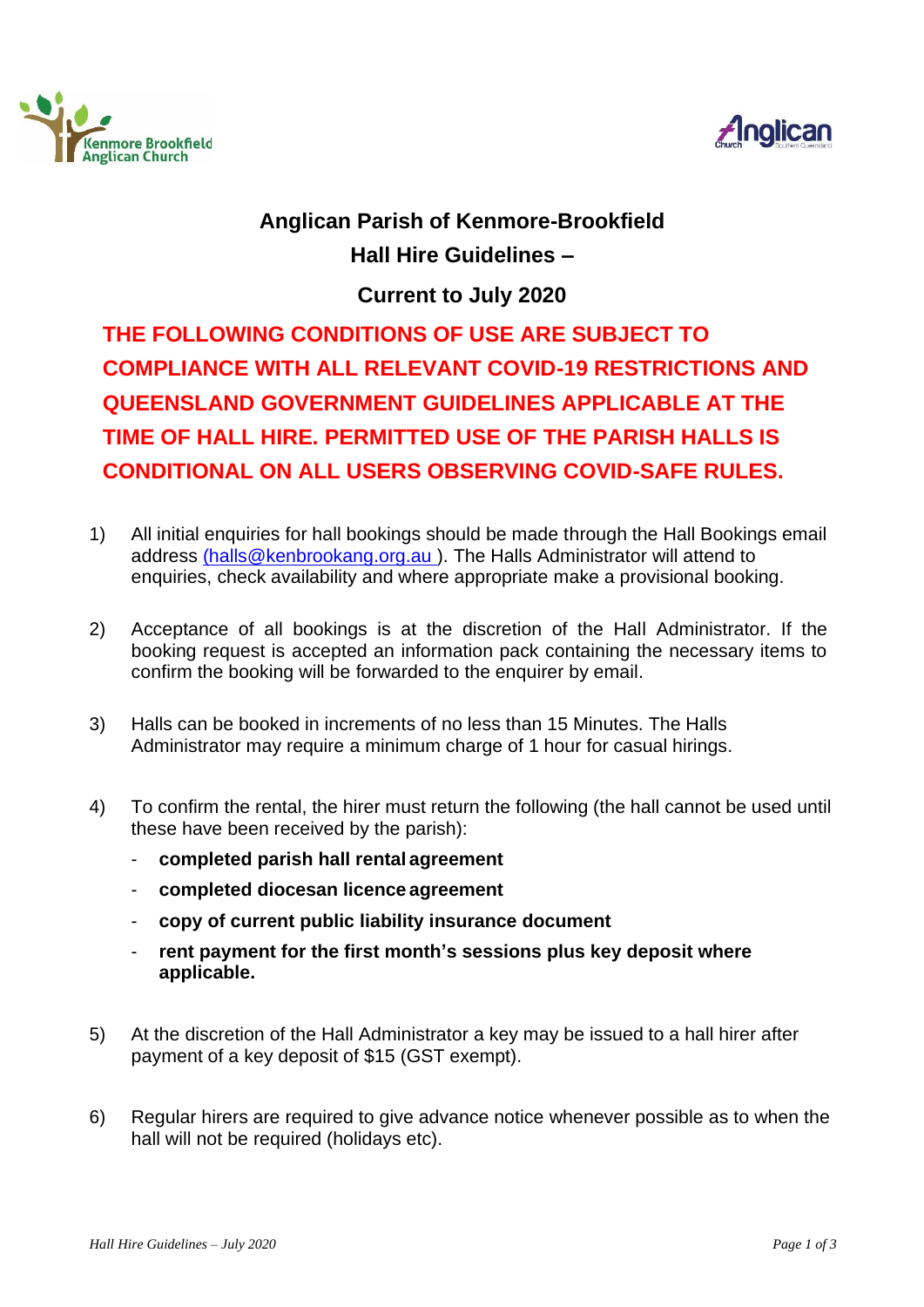# Anglican Parish of Kenmore-Brookfield

## Hall Hire Guidelines –

## Current to July 2020

**THE FOLLOWING CONDITIONS OF USE ARE SUBJECT TO COMPLIANCE WITH ALL RELEVANT COVID-19 RESTRICTIONS AND QUEENSLAND GOVERNMENT GUIDELINES APPLICABLE AT THE TIME OF HALL HIRE. PERMITTED USE OF THE PARISH HALLS IS CONDITIONAL ON ALL USERS OBSERVING COVID-SAFE RULES.**

1) All initial enquiries for hall bookings should be made through the Hall Bookings email address (halls@kenbrookang.org.au ). The Halls Administrator will attend to enquiries, check availability and where appropriate make a provisional booking.

2) Acceptance of all bookings is at the discretion of the Hall Administrator. If the booking request is accepted an information pack containing the necessary items to confirm the booking will be forwarded to the enquirer by email.

3) Halls can be booked in increments of no less than 15 Minutes. The Halls Administrator may require a minimum charge of 1 hour for casual hirings.

4) To confirm the rental, the hirer must return the following (the hall cannot be used until these have been received by the parish):
   - **completed parish hall rental agreement**
   - **completed diocesan licence agreement**
   - **copy of current public liability insurance document**
   - **rent payment for the first month's sessions plus key deposit where applicable.**

5) At the discretion of the Hall Administrator a key may be issued to a hall hirer after payment of a key deposit of $15 (GST exempt).

6) Regular hirers are required to give advance notice whenever possible as to when the hall will not be required (holidays etc).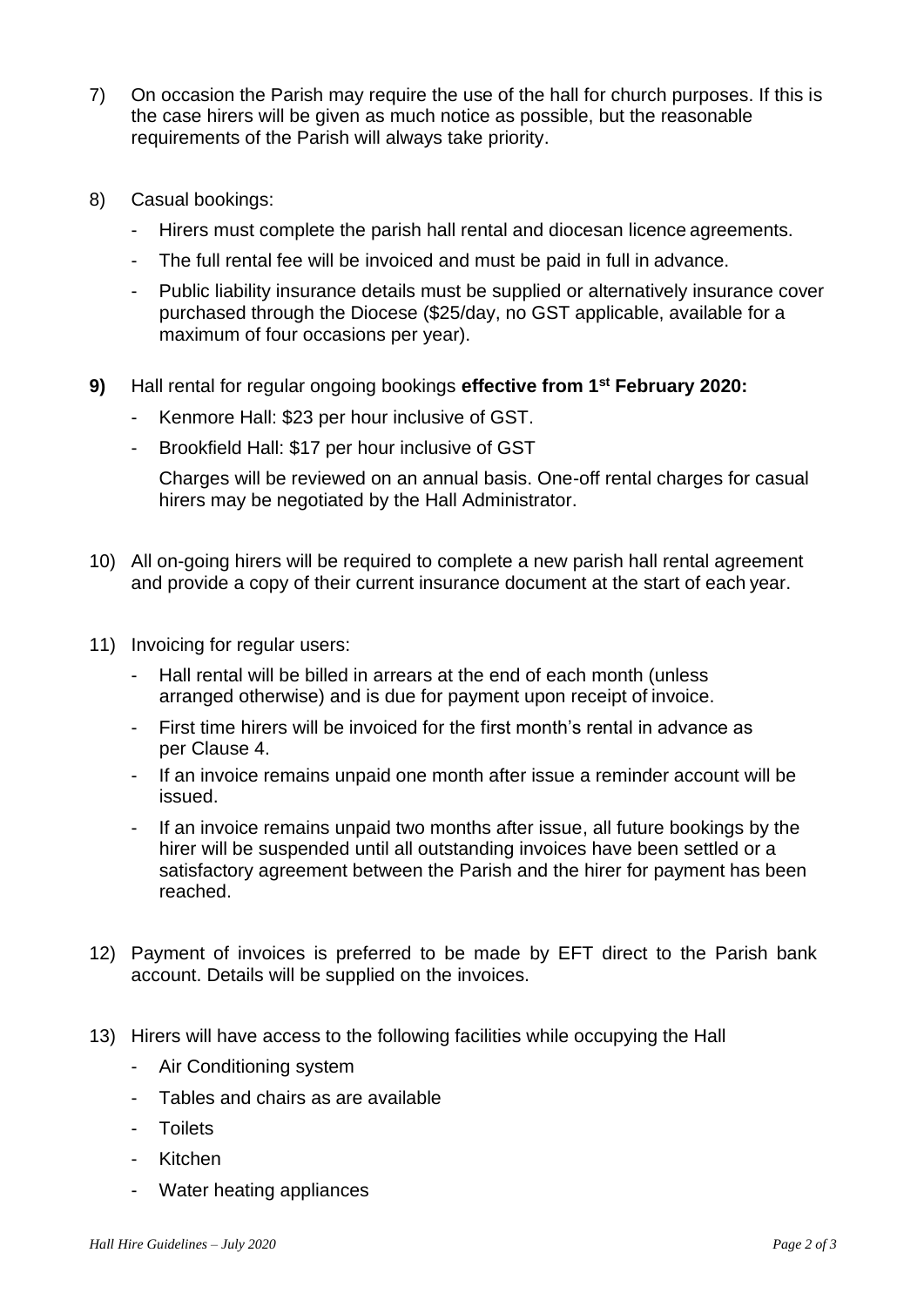7) On occasion the Parish may require the use of the hall for church purposes. If this is the case hirers will be given as much notice as possible, but the reasonable requirements of the Parish will always take priority.

8) Casual bookings:
   - Hirers must complete the parish hall rental and diocesan licence agreements.
   - The full rental fee will be invoiced and must be paid in full in advance.
   - Public liability insurance details must be supplied or alternatively insurance cover purchased through the Diocese ($25/day, no GST applicable, available for a maximum of four occasions per year).

**9)** Hall rental for regular ongoing bookings **effective from 1st February 2020:**
   - Kenmore Hall: $23 per hour inclusive of GST.
   - Brookfield Hall: $17 per hour inclusive of GST

   Charges will be reviewed on an annual basis. One-off rental charges for casual hirers may be negotiated by the Hall Administrator.

10) All on-going hirers will be required to complete a new parish hall rental agreement and provide a copy of their current insurance document at the start of each year.

11) Invoicing for regular users:
   - Hall rental will be billed in arrears at the end of each month (unless arranged otherwise) and is due for payment upon receipt of invoice.
   - First time hirers will be invoiced for the first month's rental in advance as per Clause 4.
   - If an invoice remains unpaid one month after issue a reminder account will be issued.
   - If an invoice remains unpaid two months after issue, all future bookings by the hirer will be suspended until all outstanding invoices have been settled or a satisfactory agreement between the Parish and the hirer for payment has been reached.

12) Payment of invoices is preferred to be made by EFT direct to the Parish bank account. Details will be supplied on the invoices.

13) Hirers will have access to the following facilities while occupying the Hall
   - Air Conditioning system
   - Tables and chairs as are available
   - Toilets
   - Kitchen
   - Water heating appliances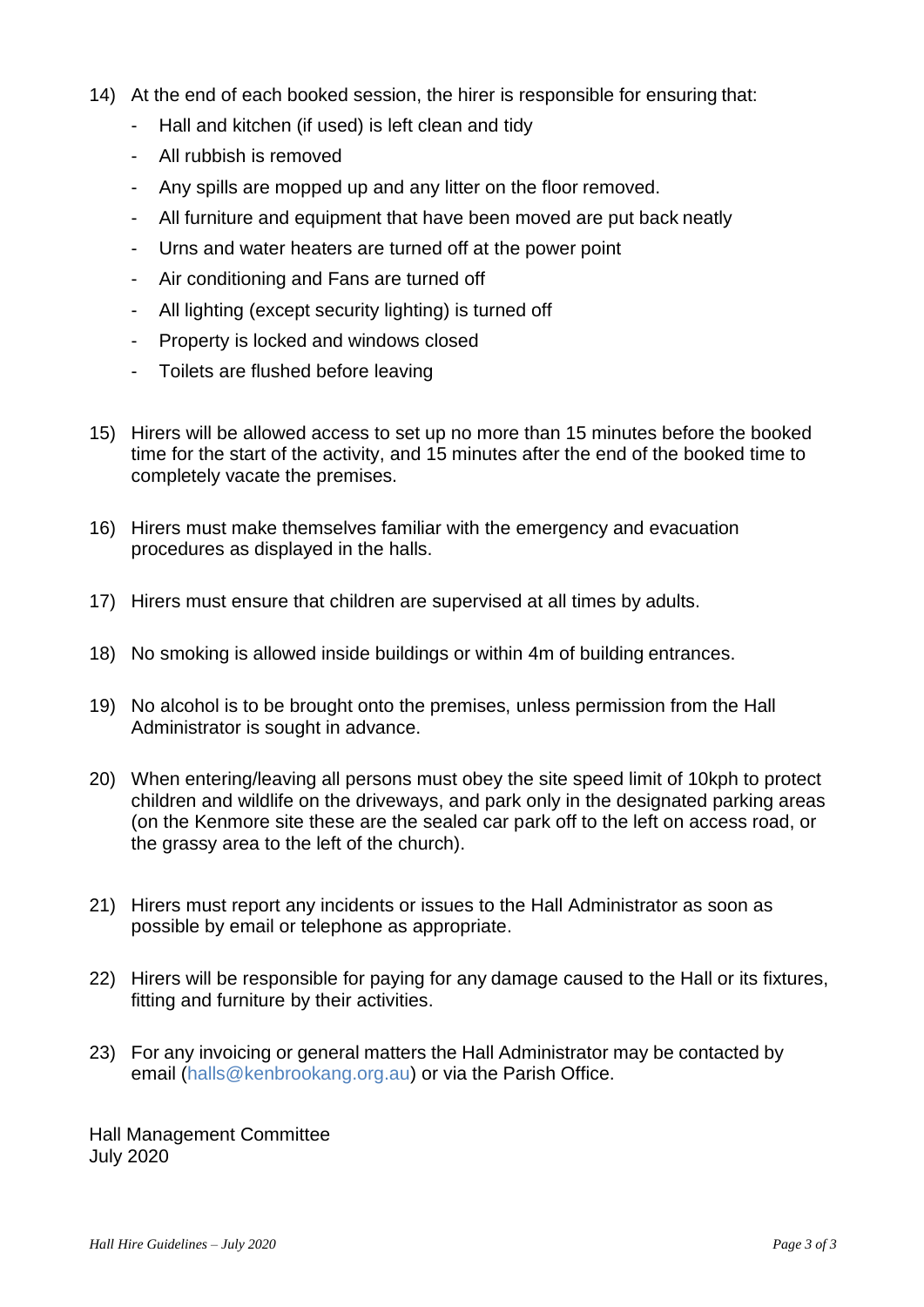14) At the end of each booked session, the hirer is responsible for ensuring that:
    - Hall and kitchen (if used) is left clean and tidy
    - All rubbish is removed
    - Any spills are mopped up and any litter on the floor removed.
    - All furniture and equipment that have been moved are put back neatly
    - Urns and water heaters are turned off at the power point
    - Air conditioning and Fans are turned off
    - All lighting (except security lighting) is turned off
    - Property is locked and windows closed
    - Toilets are flushed before leaving

15) Hirers will be allowed access to set up no more than 15 minutes before the booked time for the start of the activity, and 15 minutes after the end of the booked time to completely vacate the premises.

16) Hirers must make themselves familiar with the emergency and evacuation procedures as displayed in the halls.

17) Hirers must ensure that children are supervised at all times by adults.

18) No smoking is allowed inside buildings or within 4m of building entrances.

19) No alcohol is to be brought onto the premises, unless permission from the Hall Administrator is sought in advance.

20) When entering/leaving all persons must obey the site speed limit of 10kph to protect children and wildlife on the driveways, and park only in the designated parking areas (on the Kenmore site these are the sealed car park off to the left on access road, or the grassy area to the left of the church).

21) Hirers must report any incidents or issues to the Hall Administrator as soon as possible by email or telephone as appropriate.

22) Hirers will be responsible for paying for any damage caused to the Hall or its fixtures, fitting and furniture by their activities.

23) For any invoicing or general matters the Hall Administrator may be contacted by email (halls@kenbrookang.org.au) or via the Parish Office.

Hall Management Committee
July 2020